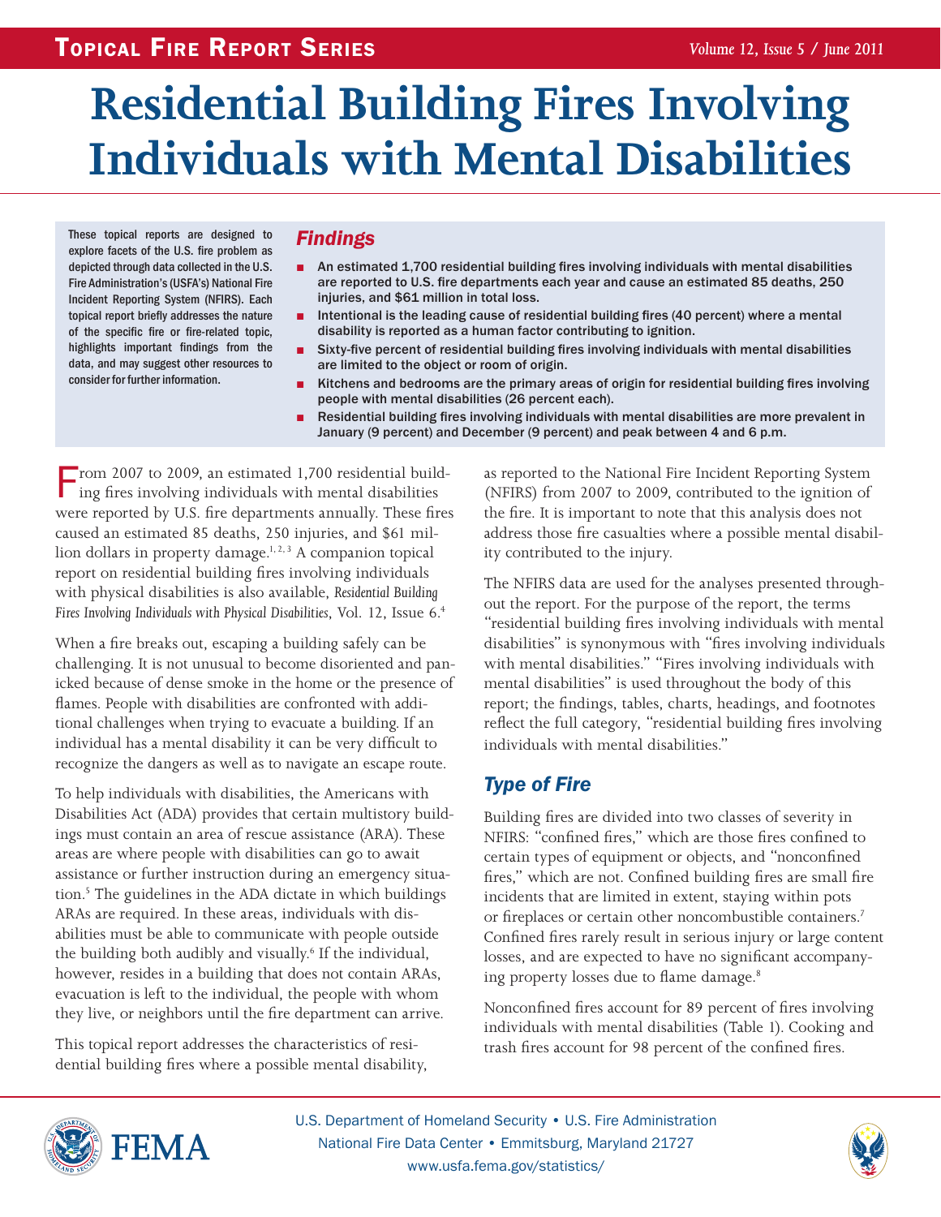# Residential Building Fires Involving Individuals with Mental Disabilities

These topical reports are designed to explore facets of the U.S. fire problem as depicted through data collected in the U.S. Fire Administration's (USFA's) National Fire Incident Reporting System (NFIRS). Each topical report briefly addresses the nature of the specific fire or fire-related topic, highlights important findings from the data, and may suggest other resources to consider for further information.

## *Findings*

- An estimated 1,700 residential building fires involving individuals with mental disabilities are reported to U.S. fire departments each year and cause an estimated 85 deaths, 250 injuries, and $61 million in total loss.
- Intentional is the leading cause of residential building fires (40 percent) where a mental disability is reported as a human factor contributing to ignition.
- Sixty-five percent of residential building fires involving individuals with mental disabilities are limited to the object or room of origin.
- Kitchens and bedrooms are the primary areas of origin for residential building fires involving people with mental disabilities (26 percent each).
- Residential building fires involving individuals with mental disabilities are more prevalent in January (9 percent) and December (9 percent) and peak between 4 and 6 p.m.

From 2007 to 2009, an estimated 1,700 residential building fires involving individuals with mental disabilities were reported by U.S. fire departments annually. These fires caused an estimated 85 deaths, 250 injuries, and $61 million dollars in property damage.[1, 2, 3] A companion topical report on residential building fires involving individuals with physical disabilities is also available, *Residential Building Fires Involving Individuals with Physical Disabilities*, Vol. 12, Issue 6.[4]

When a fire breaks out, escaping a building safely can be challenging. It is not unusual to become disoriented and panicked because of dense smoke in the home or the presence of flames. People with disabilities are confronted with additional challenges when trying to evacuate a building. If an individual has a mental disability it can be very difficult to recognize the dangers as well as to navigate an escape route.

To help individuals with disabilities, the Americans with Disabilities Act (ADA) provides that certain multistory buildings must contain an area of rescue assistance (ARA). These areas are where people with disabilities can go to await assistance or further instruction during an emergency situation.[5] The guidelines in the ADA dictate in which buildings ARAs are required. In these areas, individuals with disabilities must be able to communicate with people outside the building both audibly and visually.[6] If the individual, however, resides in a building that does not contain ARAs, evacuation is left to the individual, the people with whom they live, or neighbors until the fire department can arrive.

This topical report addresses the characteristics of residential building fires where a possible mental disability, as reported to the National Fire Incident Reporting System (NFIRS) from 2007 to 2009, contributed to the ignition of the fire. It is important to note that this analysis does not address those fire casualties where a possible mental disability contributed to the injury.

The NFIRS data are used for the analyses presented throughout the report. For the purpose of the report, the terms "residential building fires involving individuals with mental disabilities" is synonymous with "fires involving individuals with mental disabilities." "Fires involving individuals with mental disabilities" is used throughout the body of this report; the findings, tables, charts, headings, and footnotes reflect the full category, "residential building fires involving individuals with mental disabilities."

## *Type of Fire*

Building fires are divided into two classes of severity in NFIRS: "confined fires," which are those fires confined to certain types of equipment or objects, and "nonconfined fires," which are not. Confined building fires are small fire incidents that are limited in extent, staying within pots or fireplaces or certain other noncombustible containers.[7] Confined fires rarely result in serious injury or large content losses, and are expected to have no significant accompanying property losses due to flame damage.[8]

Nonconfined fires account for 89 percent of fires involving individuals with mental disabilities (Table 1). Cooking and trash fires account for 98 percent of the confined fires.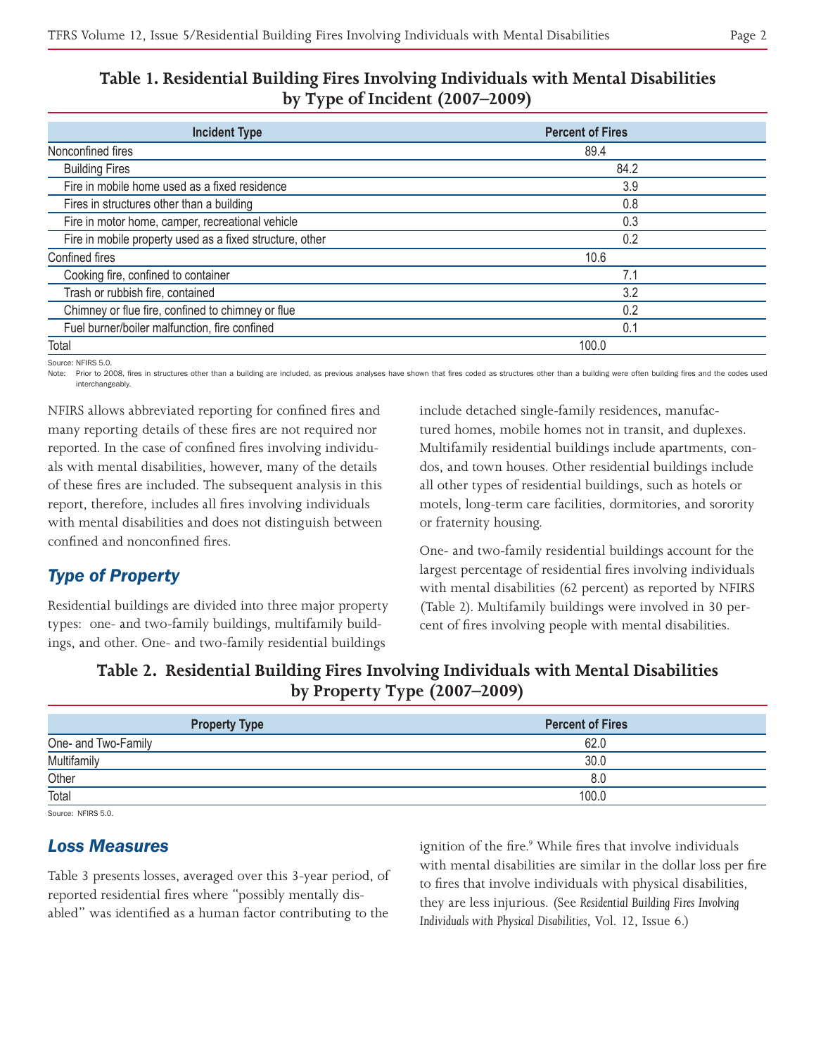**Table 1. Residential Building Fires Involving Individuals with Mental Disabilities by Type of Incident (2007–2009)**

| Incident Type | Percent of Fires |
|---|---|
| Nonconfined fires | 89.4 |
| Building Fires | 84.2 |
| Fire in mobile home used as a fixed residence | 3.9 |
| Fires in structures other than a building | 0.8 |
| Fire in motor home, camper, recreational vehicle | 0.3 |
| Fire in mobile property used as a fixed structure, other | 0.2 |
| Confined fires | 10.6 |
| Cooking fire, confined to container | 7.1 |
| Trash or rubbish fire, contained | 3.2 |
| Chimney or flue fire, confined to chimney or flue | 0.2 |
| Fuel burner/boiler malfunction, fire confined | 0.1 |
| Total | 100.0 |

Source: NFIRS 5.0.
Note: Prior to 2008, fires in structures other than a building are included, as previous analyses have shown that fires coded as structures other than a building were often building fires and the codes used interchangeably.

NFIRS allows abbreviated reporting for confined fires and many reporting details of these fires are not required nor reported. In the case of confined fires involving individuals with mental disabilities, however, many of the details of these fires are included. The subsequent analysis in this report, therefore, includes all fires involving individuals with mental disabilities and does not distinguish between confined and nonconfined fires.

## *Type of Property*

Residential buildings are divided into three major property types: one- and two-family buildings, multifamily buildings, and other. One- and two-family residential buildings include detached single-family residences, manufactured homes, mobile homes not in transit, and duplexes. Multifamily residential buildings include apartments, condos, and town houses. Other residential buildings include all other types of residential buildings, such as hotels or motels, long-term care facilities, dormitories, and sorority or fraternity housing.

One- and two-family residential buildings account for the largest percentage of residential fires involving individuals with mental disabilities (62 percent) as reported by NFIRS (Table 2). Multifamily buildings were involved in 30 percent of fires involving people with mental disabilities.

**Table 2. Residential Building Fires Involving Individuals with Mental Disabilities by Property Type (2007–2009)**

| Property Type | Percent of Fires |
|---|---|
| One- and Two-Family | 62.0 |
| Multifamily | 30.0 |
| Other | 8.0 |
| Total | 100.0 |

Source: NFIRS 5.0.

## *Loss Measures*

Table 3 presents losses, averaged over this 3-year period, of reported residential fires where "possibly mentally disabled" was identified as a human factor contributing to the ignition of the fire.[9] While fires that involve individuals with mental disabilities are similar in the dollar loss per fire to fires that involve individuals with physical disabilities, they are less injurious. (See *Residential Building Fires Involving Individuals with Physical Disabilities*, Vol. 12, Issue 6.)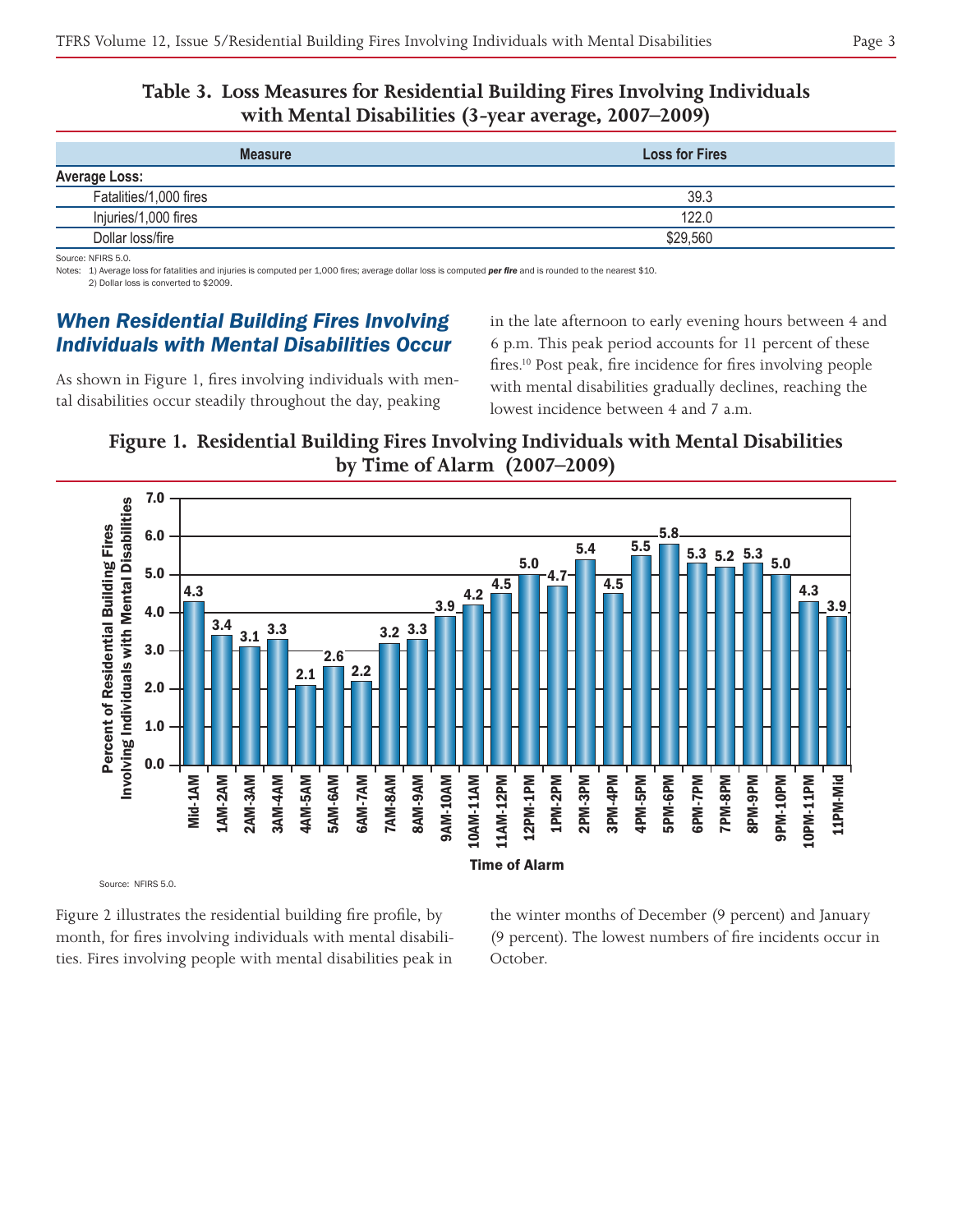**Table 3. Loss Measures for Residential Building Fires Involving Individuals with Mental Disabilities (3-year average, 2007–2009)**

| Measure | Loss for Fires |
|---|---|
| **Average Loss:** | |
| Fatalities/1,000 fires | 39.3 |
| Injuries/1,000 fires | 122.0 |
| Dollar loss/fire | $29,560 |

Source: NFIRS 5.0.

Notes: 1) Average loss for fatalities and injuries is computed per 1,000 fires; average dollar loss is computed ***per fire*** and is rounded to the nearest $10.
2) Dollar loss is converted to $2009.

## *When Residential Building Fires Involving Individuals with Mental Disabilities Occur*

As shown in Figure 1, fires involving individuals with mental disabilities occur steadily throughout the day, peaking in the late afternoon to early evening hours between 4 and 6 p.m. This peak period accounts for 11 percent of these fires.[10] Post peak, fire incidence for fires involving people with mental disabilities gradually declines, reaching the lowest incidence between 4 and 7 a.m.

**Figure 1. Residential Building Fires Involving Individuals with Mental Disabilities by Time of Alarm (2007–2009)**

| Time of Alarm | Percent of Residential Building Fires Involving Individuals with Mental Disabilities |
|---|---|
| Mid-1AM | 4.3 |
| 1AM-2AM | 3.4 |
| 2AM-3AM | 3.1 |
| 3AM-4AM | 3.3 |
| 4AM-5AM | 2.1 |
| 5AM-6AM | 2.6 |
| 6AM-7AM | 2.2 |
| 7AM-8AM | 3.2 |
| 8AM-9AM | 3.3 |
| 9AM-10AM | 3.9 |
| 10AM-11AM | 4.2 |
| 11AM-12PM | 4.5 |
| 12PM-1PM | 5.0 |
| 1PM-2PM | 4.7 |
| 2PM-3PM | 5.4 |
| 3PM-4PM | 4.5 |
| 4PM-5PM | 5.5 |
| 5PM-6PM | 5.8 |
| 6PM-7PM | 5.3 |
| 7PM-8PM | 5.2 |
| 8PM-9PM | 5.3 |
| 9PM-10PM | 5.0 |
| 10PM-11PM | 4.3 |
| 11PM-Mid | 3.9 |

Source: NFIRS 5.0.

Figure 2 illustrates the residential building fire profile, by month, for fires involving individuals with mental disabilities. Fires involving people with mental disabilities peak in the winter months of December (9 percent) and January (9 percent). The lowest numbers of fire incidents occur in October.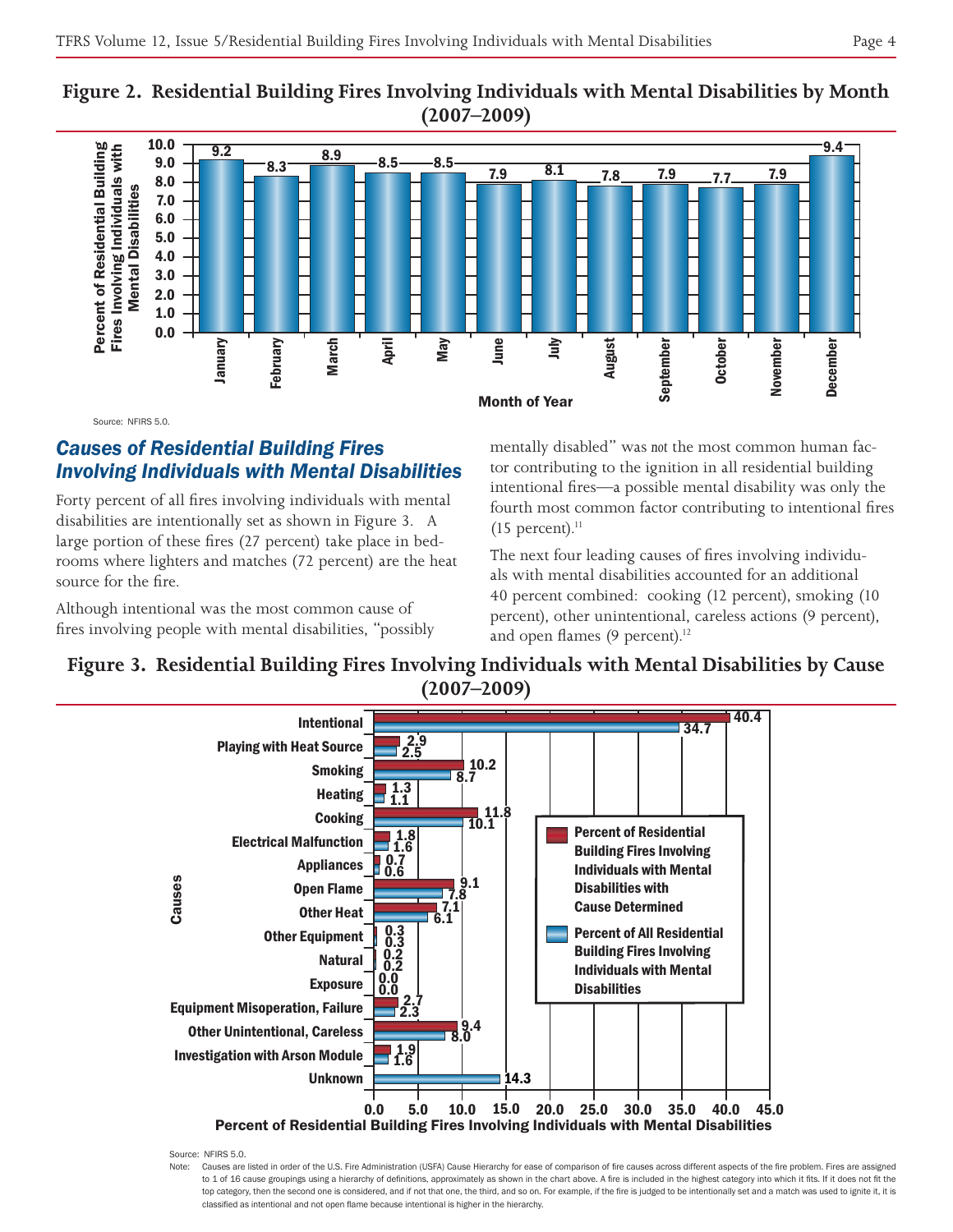**Figure 2. Residential Building Fires Involving Individuals with Mental Disabilities by Month (2007–2009)**

| Month of Year | Percent of Residential Building Fires Involving Individuals with Mental Disabilities |
|---|---|
| January | 9.2 |
| February | 8.3 |
| March | 8.9 |
| April | 8.5 |
| May | 8.5 |
| June | 7.9 |
| July | 8.1 |
| August | 7.8 |
| September | 7.9 |
| October | 7.7 |
| November | 7.9 |
| December | 9.4 |

Source: NFIRS 5.0.

## *Causes of Residential Building Fires Involving Individuals with Mental Disabilities*

Forty percent of all fires involving individuals with mental disabilities are intentionally set as shown in Figure 3. A large portion of these fires (27 percent) take place in bedrooms where lighters and matches (72 percent) are the heat source for the fire.

Although intentional was the most common cause of fires involving people with mental disabilities, "possibly mentally disabled" was *not* the most common human factor contributing to the ignition in all residential building intentional fires—a possible mental disability was only the fourth most common factor contributing to intentional fires (15 percent).[11]

The next four leading causes of fires involving individuals with mental disabilities accounted for an additional 40 percent combined: cooking (12 percent), smoking (10 percent), other unintentional, careless actions (9 percent), and open flames (9 percent).[12]

**Figure 3. Residential Building Fires Involving Individuals with Mental Disabilities by Cause (2007–2009)**

| Causes | Percent of Residential Building Fires Involving Individuals with Mental Disabilities with Cause Determined | Percent of All Residential Building Fires Involving Individuals with Mental Disabilities |
|---|---|---|
| Intentional | 40.4 | 34.7 |
| Playing with Heat Source | 2.9 | 2.5 |
| Smoking | 10.2 | 8.7 |
| Heating | 1.3 | 1.1 |
| Cooking | 11.8 | 10.1 |
| Electrical Malfunction | 1.8 | 1.6 |
| Appliances | 0.7 | 0.6 |
| Open Flame | 9.1 | 7.8 |
| Other Heat | 7.1 | 6.1 |
| Other Equipment | 0.3 | 0.3 |
| Natural | 0.2 | 0.2 |
| Exposure | 0.0 | 0.0 |
| Equipment Misoperation, Failure | 2.7 | 2.3 |
| Other Unintentional, Careless | 9.4 | 8.0 |
| Investigation with Arson Module | 1.9 | 1.6 |
| Unknown | | 14.3 |

Source: NFIRS 5.0.

Note: Causes are listed in order of the U.S. Fire Administration (USFA) Cause Hierarchy for ease of comparison of fire causes across different aspects of the fire problem. Fires are assigned to 1 of 16 cause groupings using a hierarchy of definitions, approximately as shown in the chart above. A fire is included in the highest category into which it fits. If it does not fit the top category, then the second one is considered, and if not that one, the third, and so on. For example, if the fire is judged to be intentionally set and a match was used to ignite it, it is classified as intentional and not open flame because intentional is higher in the hierarchy.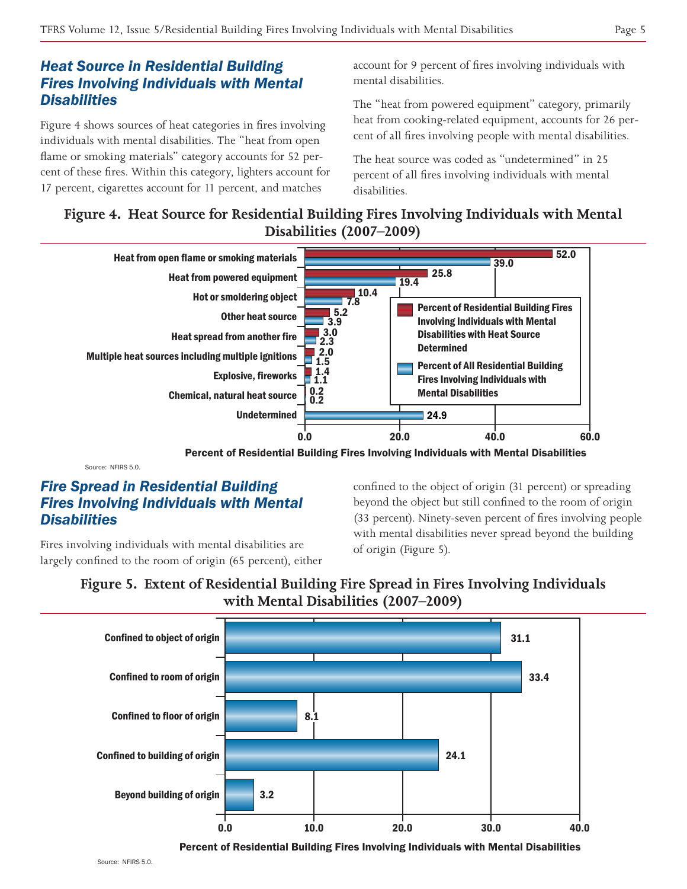## Heat Source in Residential Building Fires Involving Individuals with Mental Disabilities

Figure 4 shows sources of heat categories in fires involving individuals with mental disabilities. The "heat from open flame or smoking materials" category accounts for 52 percent of these fires. Within this category, lighters account for 17 percent, cigarettes account for 11 percent, and matches account for 9 percent of fires involving individuals with mental disabilities.

The "heat from powered equipment" category, primarily heat from cooking-related equipment, accounts for 26 percent of all fires involving people with mental disabilities.

The heat source was coded as "undetermined" in 25 percent of all fires involving individuals with mental disabilities.

**Figure 4. Heat Source for Residential Building Fires Involving Individuals with Mental Disabilities (2007–2009)**

| Heat Source | Percent of Residential Building Fires Involving Individuals with Mental Disabilities with Heat Source Determined | Percent of All Residential Building Fires Involving Individuals with Mental Disabilities |
| --- | --- | --- |
| Heat from open flame or smoking materials | 52.0 | 39.0 |
| Heat from powered equipment | 25.8 | 19.4 |
| Hot or smoldering object | 10.4 | 7.8 |
| Other heat source | 5.2 | 3.9 |
| Heat spread from another fire | 3.0 | 2.3 |
| Multiple heat sources including multiple ignitions | 2.0 | 1.5 |
| Explosive, fireworks | 1.4 | 1.1 |
| Chemical, natural heat source | 0.2 | 0.2 |
| Undetermined | | 24.9 |

Percent of Residential Building Fires Involving Individuals with Mental Disabilities

Source: NFIRS 5.0.

## Fire Spread in Residential Building Fires Involving Individuals with Mental Disabilities

Fires involving individuals with mental disabilities are largely confined to the room of origin (65 percent), either confined to the object of origin (31 percent) or spreading beyond the object but still confined to the room of origin (33 percent). Ninety-seven percent of fires involving people with mental disabilities never spread beyond the building of origin (Figure 5).

**Figure 5. Extent of Residential Building Fire Spread in Fires Involving Individuals with Mental Disabilities (2007–2009)**

| Extent of Fire Spread | Percent |
| --- | --- |
| Confined to object of origin | 31.1 |
| Confined to room of origin | 33.4 |
| Confined to floor of origin | 8.1 |
| Confined to building of origin | 24.1 |
| Beyond building of origin | 3.2 |

Percent of Residential Building Fires Involving Individuals with Mental Disabilities

Source: NFIRS 5.0.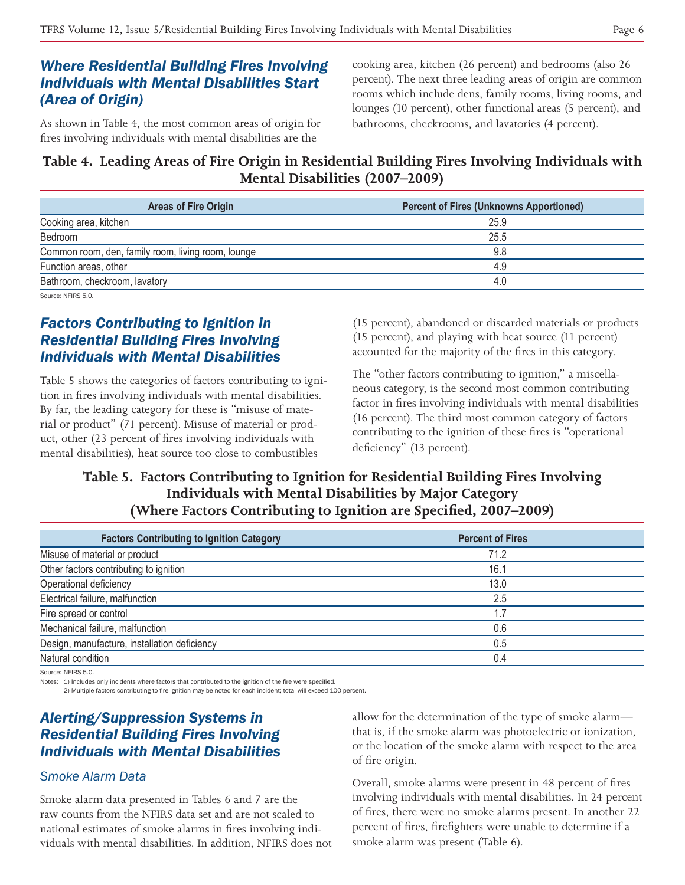## Where Residential Building Fires Involving Individuals with Mental Disabilities Start (Area of Origin)

As shown in Table 4, the most common areas of origin for fires involving individuals with mental disabilities are the cooking area, kitchen (26 percent) and bedrooms (also 26 percent). The next three leading areas of origin are common rooms which include dens, family rooms, living rooms, and lounges (10 percent), other functional areas (5 percent), and bathrooms, checkrooms, and lavatories (4 percent).

**Table 4. Leading Areas of Fire Origin in Residential Building Fires Involving Individuals with Mental Disabilities (2007–2009)**

| Areas of Fire Origin | Percent of Fires (Unknowns Apportioned) |
|---|---|
| Cooking area, kitchen | 25.9 |
| Bedroom | 25.5 |
| Common room, den, family room, living room, lounge | 9.8 |
| Function areas, other | 4.9 |
| Bathroom, checkroom, lavatory | 4.0 |

Source: NFIRS 5.0.

## Factors Contributing to Ignition in Residential Building Fires Involving Individuals with Mental Disabilities

Table 5 shows the categories of factors contributing to ignition in fires involving individuals with mental disabilities. By far, the leading category for these is "misuse of material or product" (71 percent). Misuse of material or product, other (23 percent of fires involving individuals with mental disabilities), heat source too close to combustibles (15 percent), abandoned or discarded materials or products (15 percent), and playing with heat source (11 percent) accounted for the majority of the fires in this category.

The "other factors contributing to ignition," a miscellaneous category, is the second most common contributing factor in fires involving individuals with mental disabilities (16 percent). The third most common category of factors contributing to the ignition of these fires is "operational deficiency" (13 percent).

**Table 5. Factors Contributing to Ignition for Residential Building Fires Involving Individuals with Mental Disabilities by Major Category (Where Factors Contributing to Ignition are Specified, 2007–2009)**

| Factors Contributing to Ignition Category | Percent of Fires |
|---|---|
| Misuse of material or product | 71.2 |
| Other factors contributing to ignition | 16.1 |
| Operational deficiency | 13.0 |
| Electrical failure, malfunction | 2.5 |
| Fire spread or control | 1.7 |
| Mechanical failure, malfunction | 0.6 |
| Design, manufacture, installation deficiency | 0.5 |
| Natural condition | 0.4 |

Source: NFIRS 5.0.

Notes: 1) Includes only incidents where factors that contributed to the ignition of the fire were specified.
2) Multiple factors contributing to fire ignition may be noted for each incident; total will exceed 100 percent.

## Alerting/Suppression Systems in Residential Building Fires Involving Individuals with Mental Disabilities

### Smoke Alarm Data

Smoke alarm data presented in Tables 6 and 7 are the raw counts from the NFIRS data set and are not scaled to national estimates of smoke alarms in fires involving individuals with mental disabilities. In addition, NFIRS does not allow for the determination of the type of smoke alarm—that is, if the smoke alarm was photoelectric or ionization, or the location of the smoke alarm with respect to the area of fire origin.

Overall, smoke alarms were present in 48 percent of fires involving individuals with mental disabilities. In 24 percent of fires, there were no smoke alarms present. In another 22 percent of fires, firefighters were unable to determine if a smoke alarm was present (Table 6).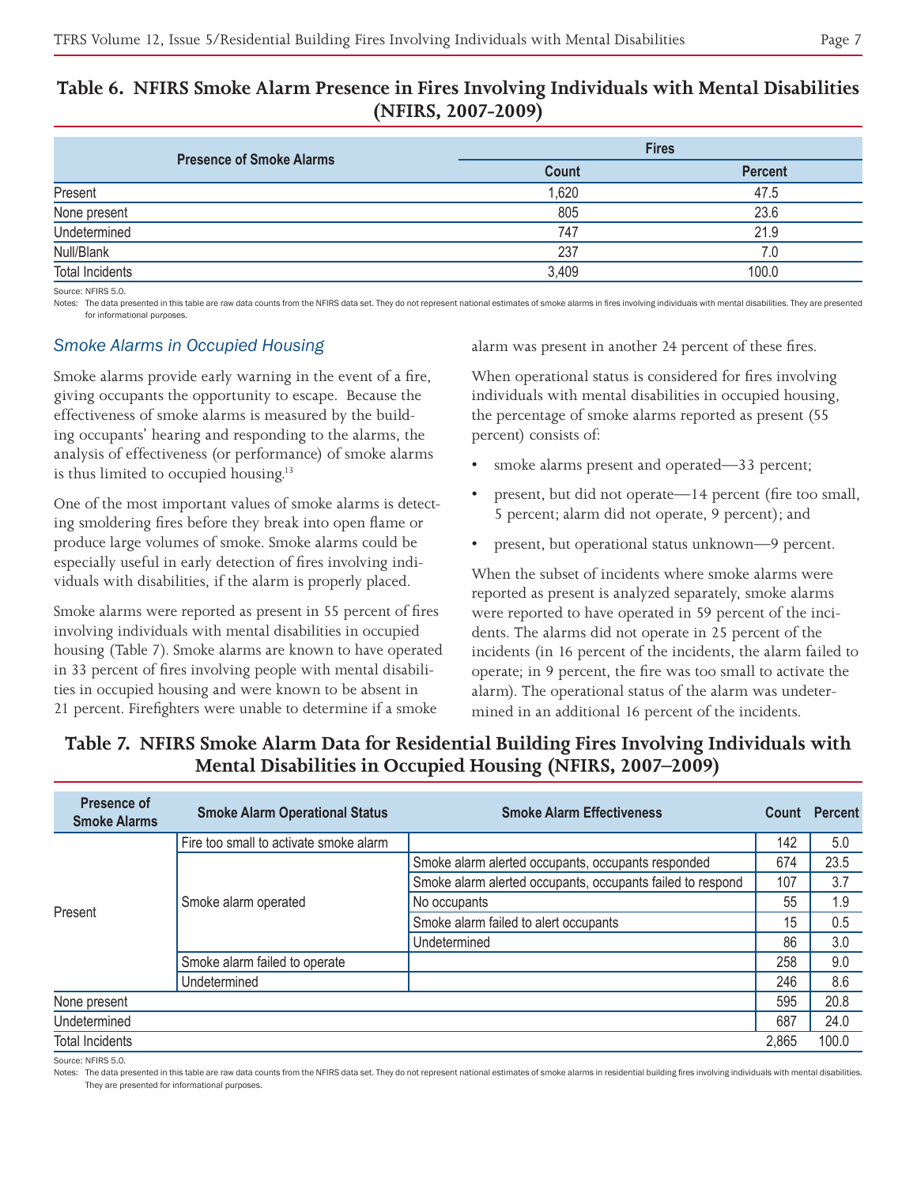## Table 6. NFIRS Smoke Alarm Presence in Fires Involving Individuals with Mental Disabilities (NFIRS, 2007-2009)

| Presence of Smoke Alarms | Fires | |
|---|---|---|
| | Count | Percent |
| Present | 1,620 | 47.5 |
| None present | 805 | 23.6 |
| Undetermined | 747 | 21.9 |
| Null/Blank | 237 | 7.0 |
| Total Incidents | 3,409 | 100.0 |

Source: NFIRS 5.0.

Notes: The data presented in this table are raw data counts from the NFIRS data set. They do not represent national estimates of smoke alarms in fires involving individuals with mental disabilities. They are presented for informational purposes.

### *Smoke Alarms in Occupied Housing*

Smoke alarms provide early warning in the event of a fire, giving occupants the opportunity to escape. Because the effectiveness of smoke alarms is measured by the building occupants' hearing and responding to the alarms, the analysis of effectiveness (or performance) of smoke alarms is thus limited to occupied housing.[13]

One of the most important values of smoke alarms is detecting smoldering fires before they break into open flame or produce large volumes of smoke. Smoke alarms could be especially useful in early detection of fires involving individuals with disabilities, if the alarm is properly placed.

Smoke alarms were reported as present in 55 percent of fires involving individuals with mental disabilities in occupied housing (Table 7). Smoke alarms are known to have operated in 33 percent of fires involving people with mental disabilities in occupied housing and were known to be absent in 21 percent. Firefighters were unable to determine if a smoke alarm was present in another 24 percent of these fires.

When operational status is considered for fires involving individuals with mental disabilities in occupied housing, the percentage of smoke alarms reported as present (55 percent) consists of:

- smoke alarms present and operated—33 percent;
- present, but did not operate—14 percent (fire too small, 5 percent; alarm did not operate, 9 percent); and
- present, but operational status unknown—9 percent.

When the subset of incidents where smoke alarms were reported as present is analyzed separately, smoke alarms were reported to have operated in 59 percent of the incidents. The alarms did not operate in 25 percent of the incidents (in 16 percent of the incidents, the alarm failed to operate; in 9 percent, the fire was too small to activate the alarm). The operational status of the alarm was undetermined in an additional 16 percent of the incidents.

## Table 7. NFIRS Smoke Alarm Data for Residential Building Fires Involving Individuals with Mental Disabilities in Occupied Housing (NFIRS, 2007–2009)

| Presence of Smoke Alarms | Smoke Alarm Operational Status | Smoke Alarm Effectiveness | Count | Percent |
|---|---|---|---|---|
| Present | Fire too small to activate smoke alarm | | 142 | 5.0 |
| | Smoke alarm operated | Smoke alarm alerted occupants, occupants responded | 674 | 23.5 |
| | | Smoke alarm alerted occupants, occupants failed to respond | 107 | 3.7 |
| | | No occupants | 55 | 1.9 |
| | | Smoke alarm failed to alert occupants | 15 | 0.5 |
| | | Undetermined | 86 | 3.0 |
| | Smoke alarm failed to operate | | 258 | 9.0 |
| | Undetermined | | 246 | 8.6 |
| None present | | | 595 | 20.8 |
| Undetermined | | | 687 | 24.0 |
| Total Incidents | | | 2,865 | 100.0 |

Source: NFIRS 5.0.

Notes: The data presented in this table are raw data counts from the NFIRS data set. They do not represent national estimates of smoke alarms in residential building fires involving individuals with mental disabilities. They are presented for informational purposes.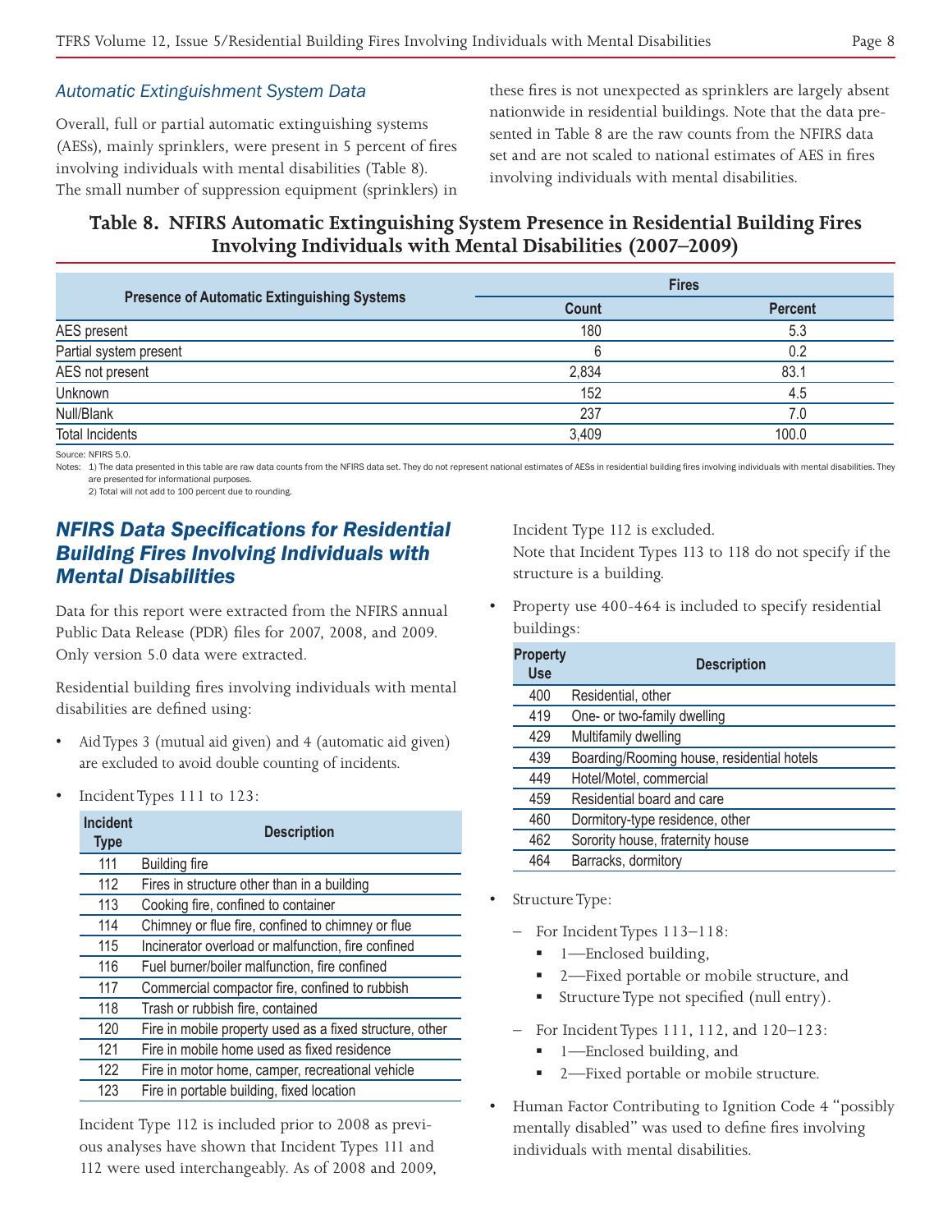### *Automatic Extinguishment System Data*

Overall, full or partial automatic extinguishing systems (AESs), mainly sprinklers, were present in 5 percent of fires involving individuals with mental disabilities (Table 8). The small number of suppression equipment (sprinklers) in these fires is not unexpected as sprinklers are largely absent nationwide in residential buildings. Note that the data presented in Table 8 are the raw counts from the NFIRS data set and are not scaled to national estimates of AES in fires involving individuals with mental disabilities.

**Table 8. NFIRS Automatic Extinguishing System Presence in Residential Building Fires Involving Individuals with Mental Disabilities (2007–2009)**

| Presence of Automatic Extinguishing Systems | Fires | |
|---|---|---|
| | Count | Percent |
| AES present | 180 | 5.3 |
| Partial system present | 6 | 0.2 |
| AES not present | 2,834 | 83.1 |
| Unknown | 152 | 4.5 |
| Null/Blank | 237 | 7.0 |
| Total Incidents | 3,409 | 100.0 |

Source: NFIRS 5.0.

Notes: 1) The data presented in this table are raw data counts from the NFIRS data set. They do not represent national estimates of AESs in residential building fires involving individuals with mental disabilities. They are presented for informational purposes.

2) Total will not add to 100 percent due to rounding.

## *NFIRS Data Specifications for Residential Building Fires Involving Individuals with Mental Disabilities*

Data for this report were extracted from the NFIRS annual Public Data Release (PDR) files for 2007, 2008, and 2009. Only version 5.0 data were extracted.

Residential building fires involving individuals with mental disabilities are defined using:

- Aid Types 3 (mutual aid given) and 4 (automatic aid given) are excluded to avoid double counting of incidents.
- Incident Types 111 to 123:

| Incident Type | Description |
|---|---|
| 111 | Building fire |
| 112 | Fires in structure other than in a building |
| 113 | Cooking fire, confined to container |
| 114 | Chimney or flue fire, confined to chimney or flue |
| 115 | Incinerator overload or malfunction, fire confined |
| 116 | Fuel burner/boiler malfunction, fire confined |
| 117 | Commercial compactor fire, confined to rubbish |
| 118 | Trash or rubbish fire, contained |
| 120 | Fire in mobile property used as a fixed structure, other |
| 121 | Fire in mobile home used as fixed residence |
| 122 | Fire in motor home, camper, recreational vehicle |
| 123 | Fire in portable building, fixed location |

  Incident Type 112 is included prior to 2008 as previous analyses have shown that Incident Types 111 and 112 were used interchangeably. As of 2008 and 2009, Incident Type 112 is excluded.

  Note that Incident Types 113 to 118 do not specify if the structure is a building.

- Property use 400-464 is included to specify residential buildings:

| Property Use | Description |
|---|---|
| 400 | Residential, other |
| 419 | One- or two-family dwelling |
| 429 | Multifamily dwelling |
| 439 | Boarding/Rooming house, residential hotels |
| 449 | Hotel/Motel, commercial |
| 459 | Residential board and care |
| 460 | Dormitory-type residence, other |
| 462 | Sorority house, fraternity house |
| 464 | Barracks, dormitory |

- Structure Type:
  - For Incident Types 113–118:
    - 1—Enclosed building,
    - 2—Fixed portable or mobile structure, and
    - Structure Type not specified (null entry).
  - For Incident Types 111, 112, and 120–123:
    - 1—Enclosed building, and
    - 2—Fixed portable or mobile structure.
- Human Factor Contributing to Ignition Code 4 "possibly mentally disabled" was used to define fires involving individuals with mental disabilities.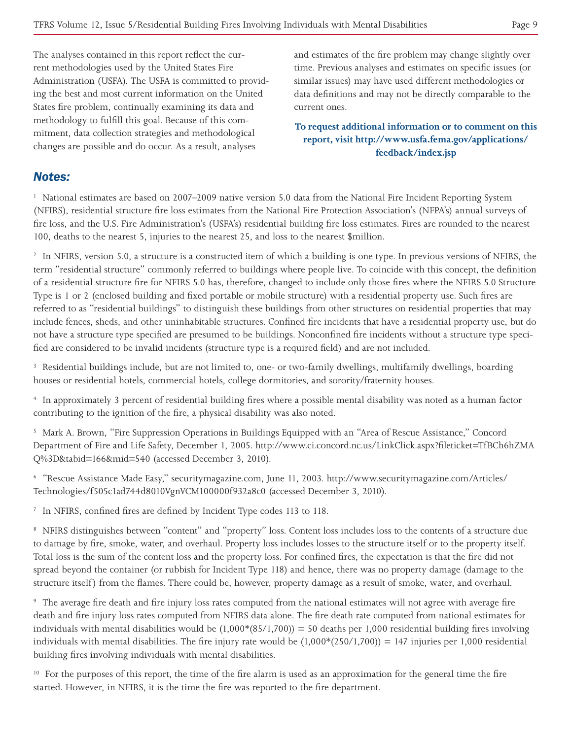The analyses contained in this report reflect the current methodologies used by the United States Fire Administration (USFA). The USFA is committed to providing the best and most current information on the United States fire problem, continually examining its data and methodology to fulfill this goal. Because of this commitment, data collection strategies and methodological changes are possible and do occur. As a result, analyses and estimates of the fire problem may change slightly over time. Previous analyses and estimates on specific issues (or similar issues) may have used different methodologies or data definitions and may not be directly comparable to the current ones.

**To request additional information or to comment on this report, visit http://www.usfa.fema.gov/applications/feedback/index.jsp**

## Notes:

[1] National estimates are based on 2007–2009 native version 5.0 data from the National Fire Incident Reporting System (NFIRS), residential structure fire loss estimates from the National Fire Protection Association's (NFPA's) annual surveys of fire loss, and the U.S. Fire Administration's (USFA's) residential building fire loss estimates. Fires are rounded to the nearest 100, deaths to the nearest 5, injuries to the nearest 25, and loss to the nearest $million.

[2] In NFIRS, version 5.0, a structure is a constructed item of which a building is one type. In previous versions of NFIRS, the term "residential structure" commonly referred to buildings where people live. To coincide with this concept, the definition of a residential structure fire for NFIRS 5.0 has, therefore, changed to include only those fires where the NFIRS 5.0 Structure Type is 1 or 2 (enclosed building and fixed portable or mobile structure) with a residential property use. Such fires are referred to as "residential buildings" to distinguish these buildings from other structures on residential properties that may include fences, sheds, and other uninhabitable structures. Confined fire incidents that have a residential property use, but do not have a structure type specified are presumed to be buildings. Nonconfined fire incidents without a structure type specified are considered to be invalid incidents (structure type is a required field) and are not included.

[3] Residential buildings include, but are not limited to, one- or two-family dwellings, multifamily dwellings, boarding houses or residential hotels, commercial hotels, college dormitories, and sorority/fraternity houses.

[4] In approximately 3 percent of residential building fires where a possible mental disability was noted as a human factor contributing to the ignition of the fire, a physical disability was also noted.

[5] Mark A. Brown, "Fire Suppression Operations in Buildings Equipped with an "Area of Rescue Assistance," Concord Department of Fire and Life Safety, December 1, 2005. http://www.ci.concord.nc.us/LinkClick.aspx?fileticket=TfBCh6hZMAQ%3D&tabid=166&mid=540 (accessed December 3, 2010).

[6] "Rescue Assistance Made Easy," securitymagazine.com, June 11, 2003. http://www.securitymagazine.com/Articles/Technologies/f505c1ad744d8010VgnVCM100000f932a8c0 (accessed December 3, 2010).

[7] In NFIRS, confined fires are defined by Incident Type codes 113 to 118.

[8] NFIRS distinguishes between "content" and "property" loss. Content loss includes loss to the contents of a structure due to damage by fire, smoke, water, and overhaul. Property loss includes losses to the structure itself or to the property itself. Total loss is the sum of the content loss and the property loss. For confined fires, the expectation is that the fire did not spread beyond the container (or rubbish for Incident Type 118) and hence, there was no property damage (damage to the structure itself) from the flames. There could be, however, property damage as a result of smoke, water, and overhaul.

[9] The average fire death and fire injury loss rates computed from the national estimates will not agree with average fire death and fire injury loss rates computed from NFIRS data alone. The fire death rate computed from national estimates for individuals with mental disabilities would be $(1{,}000*(85/1{,}700)) = 50$ deaths per 1,000 residential building fires involving individuals with mental disabilities. The fire injury rate would be $(1{,}000*(250/1{,}700)) = 147$ injuries per 1,000 residential building fires involving individuals with mental disabilities.

[10] For the purposes of this report, the time of the fire alarm is used as an approximation for the general time the fire started. However, in NFIRS, it is the time the fire was reported to the fire department.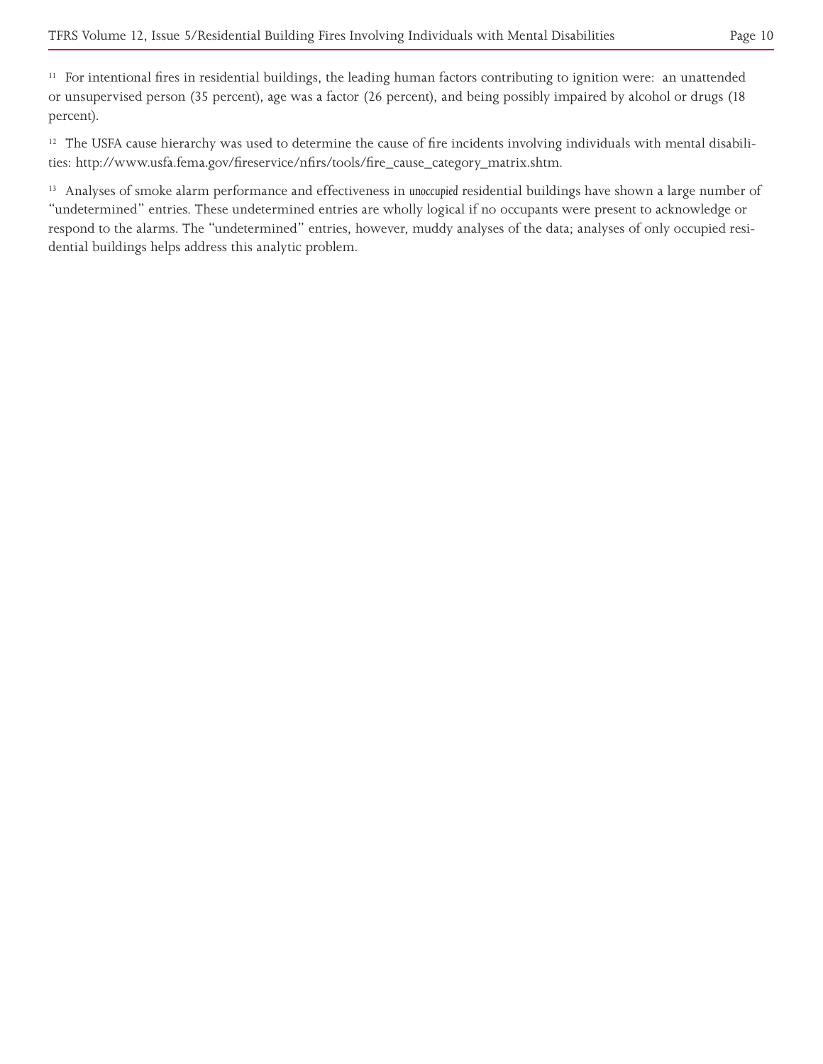[11] For intentional fires in residential buildings, the leading human factors contributing to ignition were: an unattended or unsupervised person (35 percent), age was a factor (26 percent), and being possibly impaired by alcohol or drugs (18 percent).

[12] The USFA cause hierarchy was used to determine the cause of fire incidents involving individuals with mental disabilities: http://www.usfa.fema.gov/fireservice/nfirs/tools/fire_cause_category_matrix.shtm.

[13] Analyses of smoke alarm performance and effectiveness in *unoccupied* residential buildings have shown a large number of "undetermined" entries. These undetermined entries are wholly logical if no occupants were present to acknowledge or respond to the alarms. The "undetermined" entries, however, muddy analyses of the data; analyses of only occupied residential buildings helps address this analytic problem.